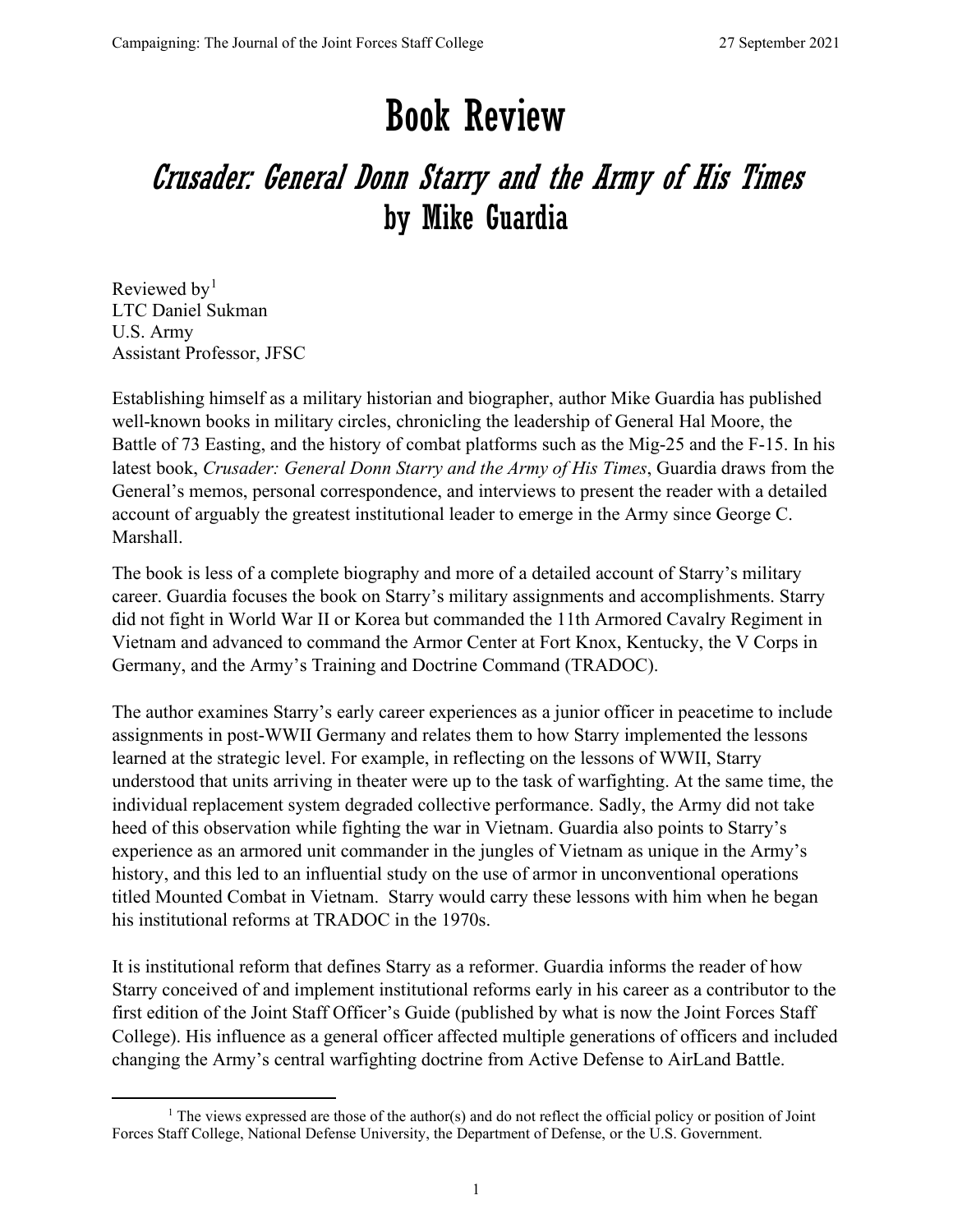# Book Review

## *Crusader: General Donn Starry and the Army of His Times*
## by Mike Guardia

Reviewed by[1]
LTC Daniel Sukman
U.S. Army
Assistant Professor, JFSC

Establishing himself as a military historian and biographer, author Mike Guardia has published well-known books in military circles, chronicling the leadership of General Hal Moore, the Battle of 73 Easting, and the history of combat platforms such as the Mig-25 and the F-15. In his latest book, *Crusader: General Donn Starry and the Army of His Times*, Guardia draws from the General's memos, personal correspondence, and interviews to present the reader with a detailed account of arguably the greatest institutional leader to emerge in the Army since George C. Marshall.

The book is less of a complete biography and more of a detailed account of Starry's military career. Guardia focuses the book on Starry's military assignments and accomplishments. Starry did not fight in World War II or Korea but commanded the 11th Armored Cavalry Regiment in Vietnam and advanced to command the Armor Center at Fort Knox, Kentucky, the V Corps in Germany, and the Army's Training and Doctrine Command (TRADOC).

The author examines Starry's early career experiences as a junior officer in peacetime to include assignments in post-WWII Germany and relates them to how Starry implemented the lessons learned at the strategic level. For example, in reflecting on the lessons of WWII, Starry understood that units arriving in theater were up to the task of warfighting. At the same time, the individual replacement system degraded collective performance. Sadly, the Army did not take heed of this observation while fighting the war in Vietnam. Guardia also points to Starry's experience as an armored unit commander in the jungles of Vietnam as unique in the Army's history, and this led to an influential study on the use of armor in unconventional operations titled Mounted Combat in Vietnam. Starry would carry these lessons with him when he began his institutional reforms at TRADOC in the 1970s.

It is institutional reform that defines Starry as a reformer. Guardia informs the reader of how Starry conceived of and implement institutional reforms early in his career as a contributor to the first edition of the Joint Staff Officer's Guide (published by what is now the Joint Forces Staff College). His influence as a general officer affected multiple generations of officers and included changing the Army's central warfighting doctrine from Active Defense to AirLand Battle.

[1] The views expressed are those of the author(s) and do not reflect the official policy or position of Joint Forces Staff College, National Defense University, the Department of Defense, or the U.S. Government.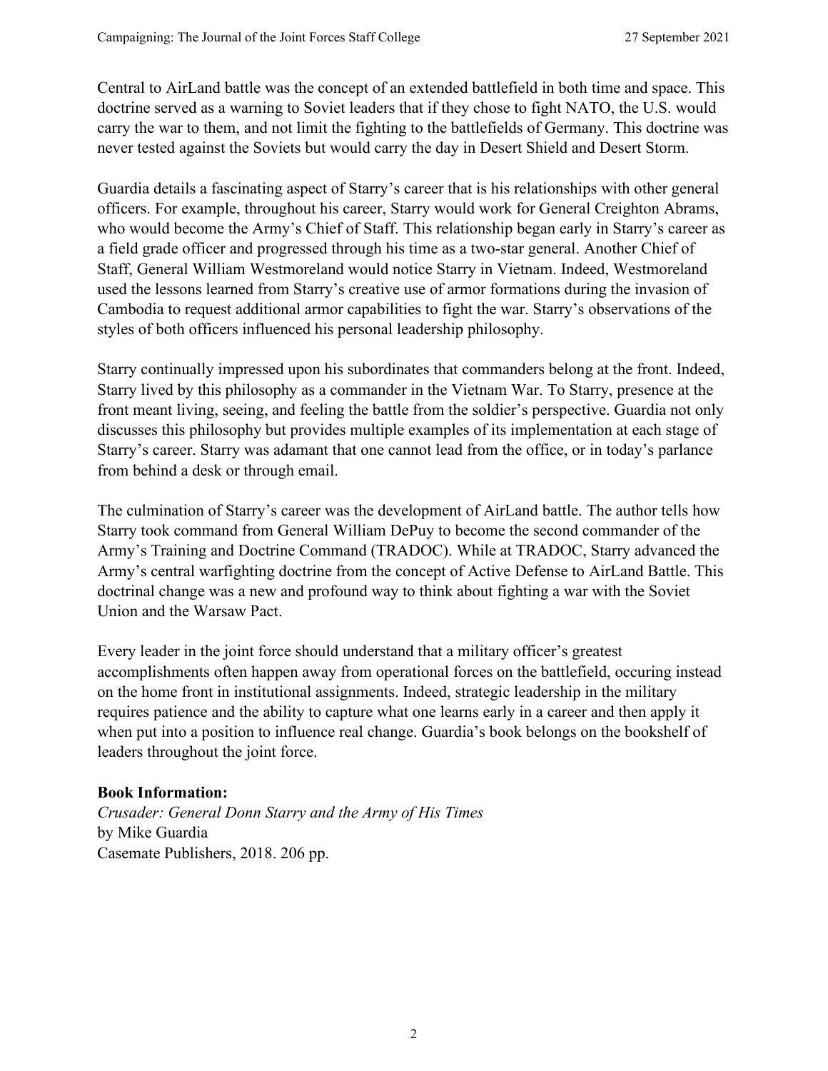Central to AirLand battle was the concept of an extended battlefield in both time and space. This doctrine served as a warning to Soviet leaders that if they chose to fight NATO, the U.S. would carry the war to them, and not limit the fighting to the battlefields of Germany. This doctrine was never tested against the Soviets but would carry the day in Desert Shield and Desert Storm.

Guardia details a fascinating aspect of Starry's career that is his relationships with other general officers. For example, throughout his career, Starry would work for General Creighton Abrams, who would become the Army's Chief of Staff. This relationship began early in Starry's career as a field grade officer and progressed through his time as a two-star general. Another Chief of Staff, General William Westmoreland would notice Starry in Vietnam. Indeed, Westmoreland used the lessons learned from Starry's creative use of armor formations during the invasion of Cambodia to request additional armor capabilities to fight the war. Starry's observations of the styles of both officers influenced his personal leadership philosophy.

Starry continually impressed upon his subordinates that commanders belong at the front. Indeed, Starry lived by this philosophy as a commander in the Vietnam War. To Starry, presence at the front meant living, seeing, and feeling the battle from the soldier's perspective. Guardia not only discusses this philosophy but provides multiple examples of its implementation at each stage of Starry's career. Starry was adamant that one cannot lead from the office, or in today's parlance from behind a desk or through email.

The culmination of Starry's career was the development of AirLand battle. The author tells how Starry took command from General William DePuy to become the second commander of the Army's Training and Doctrine Command (TRADOC). While at TRADOC, Starry advanced the Army's central warfighting doctrine from the concept of Active Defense to AirLand Battle. This doctrinal change was a new and profound way to think about fighting a war with the Soviet Union and the Warsaw Pact.

Every leader in the joint force should understand that a military officer's greatest accomplishments often happen away from operational forces on the battlefield, occuring instead on the home front in institutional assignments. Indeed, strategic leadership in the military requires patience and the ability to capture what one learns early in a career and then apply it when put into a position to influence real change. Guardia's book belongs on the bookshelf of leaders throughout the joint force.

**Book Information:**
*Crusader: General Donn Starry and the Army of His Times*
by Mike Guardia
Casemate Publishers, 2018. 206 pp.